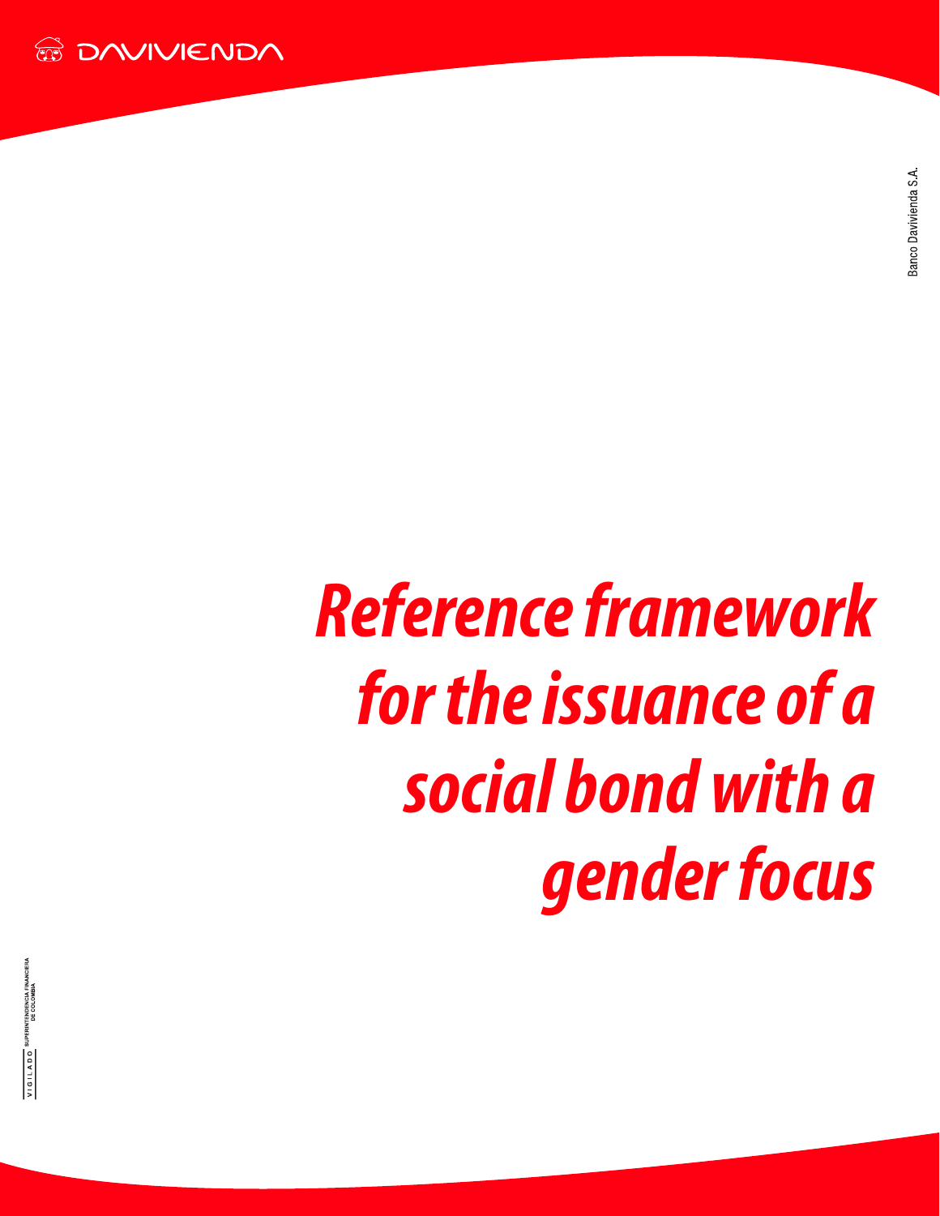DAVIVIENDA

Banco Davivienda S.A.

# *Reference framework for the issuance of a social bond with a gender focus*

VIGILADO SUPERINTENDENCIA FINANCIERA DE COLOMBIA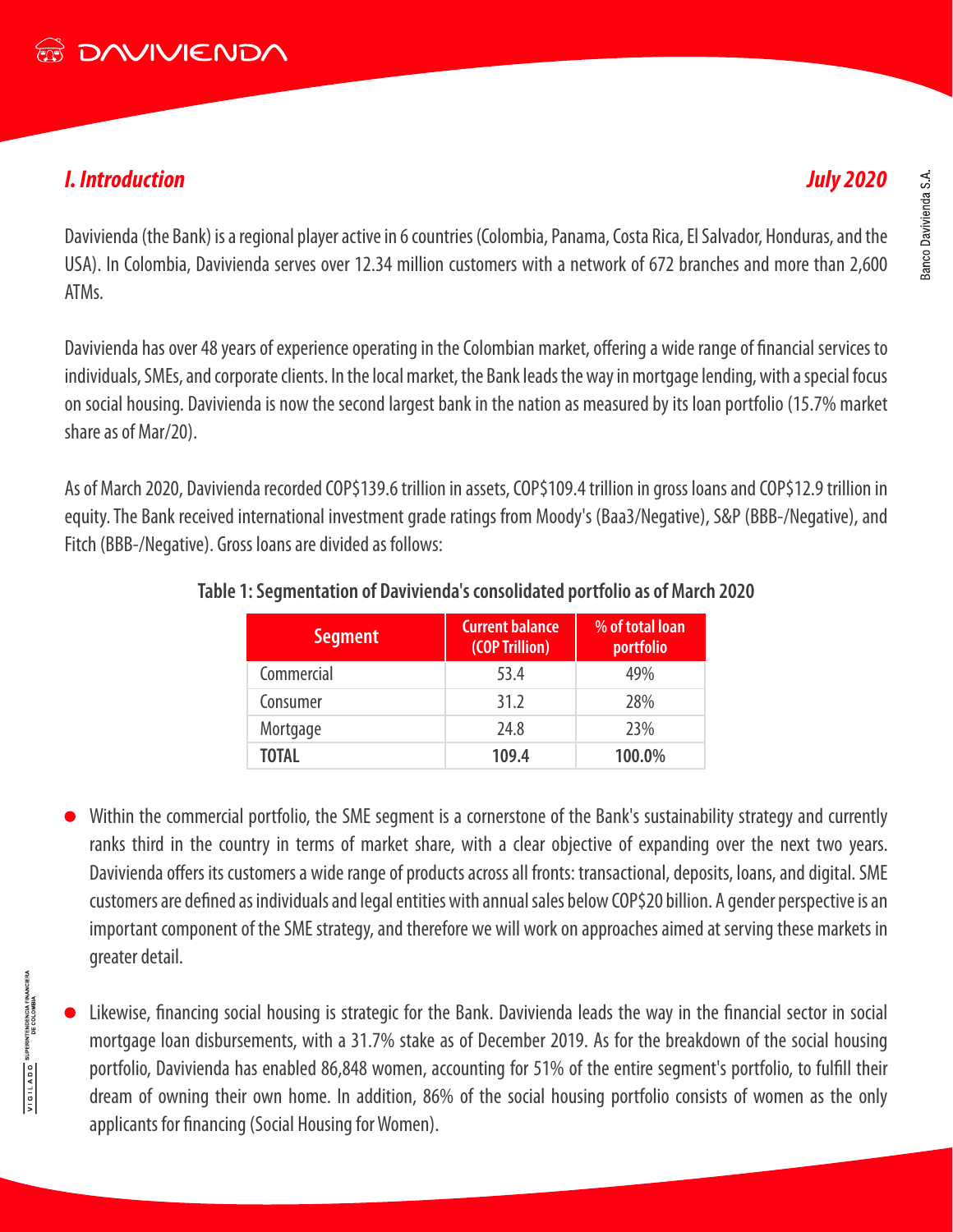## *I. Introduction*

***July 2020***

Davivienda (the Bank) is a regional player active in 6 countries (Colombia, Panama, Costa Rica, El Salvador, Honduras, and the USA). In Colombia, Davivienda serves over 12.34 million customers with a network of 672 branches and more than 2,600 ATMs.

Davivienda has over 48 years of experience operating in the Colombian market, offering a wide range of financial services to individuals, SMEs, and corporate clients. In the local market, the Bank leads the way in mortgage lending, with a special focus on social housing. Davivienda is now the second largest bank in the nation as measured by its loan portfolio (15.7% market share as of Mar/20).

As of March 2020, Davivienda recorded COP$139.6 trillion in assets, COP$109.4 trillion in gross loans and COP$12.9 trillion in equity. The Bank received international investment grade ratings from Moody's (Baa3/Negative), S&P (BBB-/Negative), and Fitch (BBB-/Negative). Gross loans are divided as follows:

**Table 1: Segmentation of Davivienda's consolidated portfolio as of March 2020**

| Segment | Current balance (COP Trillion) | % of total loan portfolio |
|---|---|---|
| Commercial | 53.4 | 49% |
| Consumer | 31.2 | 28% |
| Mortgage | 24.8 | 23% |
| **TOTAL** | **109.4** | **100.0%** |

- Within the commercial portfolio, the SME segment is a cornerstone of the Bank's sustainability strategy and currently ranks third in the country in terms of market share, with a clear objective of expanding over the next two years. Davivienda offers its customers a wide range of products across all fronts: transactional, deposits, loans, and digital. SME customers are defined as individuals and legal entities with annual sales below COP$20 billion. A gender perspective is an important component of the SME strategy, and therefore we will work on approaches aimed at serving these markets in greater detail.

- Likewise, financing social housing is strategic for the Bank. Davivienda leads the way in the financial sector in social mortgage loan disbursements, with a 31.7% stake as of December 2019. As for the breakdown of the social housing portfolio, Davivienda has enabled 86,848 women, accounting for 51% of the entire segment's portfolio, to fulfill their dream of owning their own home. In addition, 86% of the social housing portfolio consists of women as the only applicants for financing (Social Housing for Women).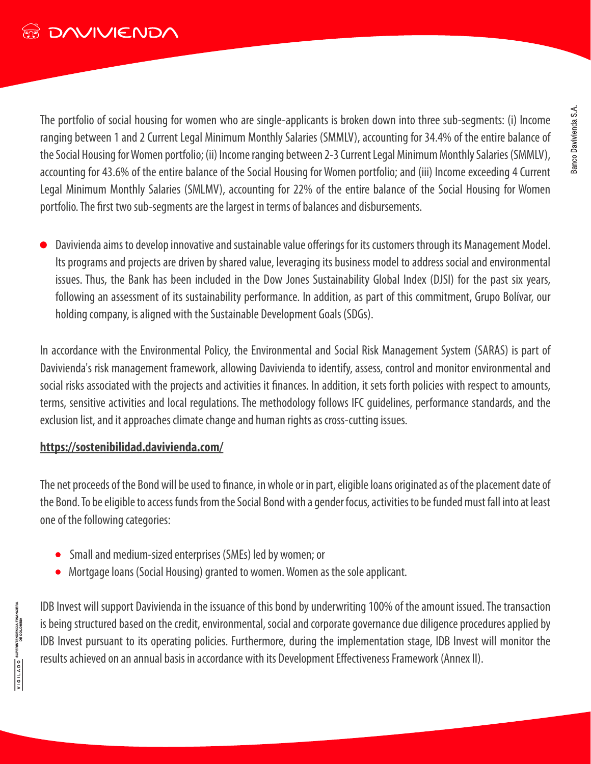The portfolio of social housing for women who are single-applicants is broken down into three sub-segments: (i) Income ranging between 1 and 2 Current Legal Minimum Monthly Salaries (SMMLV), accounting for 34.4% of the entire balance of the Social Housing for Women portfolio; (ii) Income ranging between 2-3 Current Legal Minimum Monthly Salaries (SMMLV), accounting for 43.6% of the entire balance of the Social Housing for Women portfolio; and (iii) Income exceeding 4 Current Legal Minimum Monthly Salaries (SMLMV), accounting for 22% of the entire balance of the Social Housing for Women portfolio. The first two sub-segments are the largest in terms of balances and disbursements.

- Davivienda aims to develop innovative and sustainable value offerings for its customers through its Management Model. Its programs and projects are driven by shared value, leveraging its business model to address social and environmental issues. Thus, the Bank has been included in the Dow Jones Sustainability Global Index (DJSI) for the past six years, following an assessment of its sustainability performance. In addition, as part of this commitment, Grupo Bolívar, our holding company, is aligned with the Sustainable Development Goals (SDGs).

In accordance with the Environmental Policy, the Environmental and Social Risk Management System (SARAS) is part of Davivienda's risk management framework, allowing Davivienda to identify, assess, control and monitor environmental and social risks associated with the projects and activities it finances. In addition, it sets forth policies with respect to amounts, terms, sensitive activities and local regulations. The methodology follows IFC guidelines, performance standards, and the exclusion list, and it approaches climate change and human rights as cross-cutting issues.

**https://sostenibilidad.davivienda.com/**

The net proceeds of the Bond will be used to finance, in whole or in part, eligible loans originated as of the placement date of the Bond. To be eligible to access funds from the Social Bond with a gender focus, activities to be funded must fall into at least one of the following categories:

- Small and medium-sized enterprises (SMEs) led by women; or
- Mortgage loans (Social Housing) granted to women. Women as the sole applicant.

IDB Invest will support Davivienda in the issuance of this bond by underwriting 100% of the amount issued. The transaction is being structured based on the credit, environmental, social and corporate governance due diligence procedures applied by IDB Invest pursuant to its operating policies. Furthermore, during the implementation stage, IDB Invest will monitor the results achieved on an annual basis in accordance with its Development Effectiveness Framework (Annex II).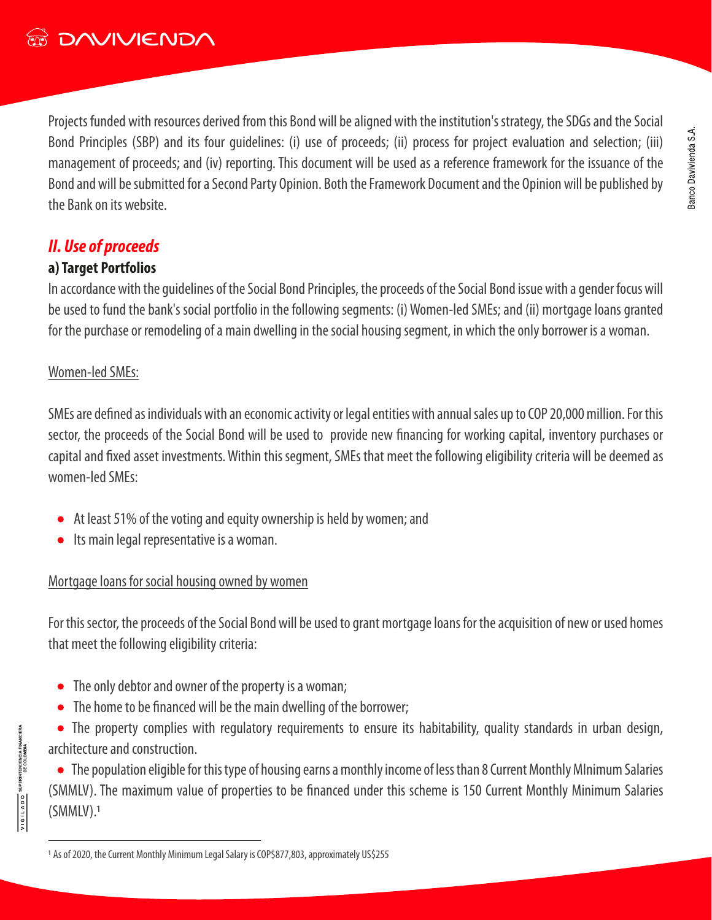Projects funded with resources derived from this Bond will be aligned with the institution's strategy, the SDGs and the Social Bond Principles (SBP) and its four guidelines: (i) use of proceeds; (ii) process for project evaluation and selection; (iii) management of proceeds; and (iv) reporting. This document will be used as a reference framework for the issuance of the Bond and will be submitted for a Second Party Opinion. Both the Framework Document and the Opinion will be published by the Bank on its website.

## *II. Use of proceeds*

### a) Target Portfolios

In accordance with the guidelines of the Social Bond Principles, the proceeds of the Social Bond issue with a gender focus will be used to fund the bank's social portfolio in the following segments: (i) Women-led SMEs; and (ii) mortgage loans granted for the purchase or remodeling of a main dwelling in the social housing segment, in which the only borrower is a woman.

<u>Women-led SMEs:</u>

SMEs are defined as individuals with an economic activity or legal entities with annual sales up to COP 20,000 million. For this sector, the proceeds of the Social Bond will be used to provide new financing for working capital, inventory purchases or capital and fixed asset investments. Within this segment, SMEs that meet the following eligibility criteria will be deemed as women-led SMEs:

- At least 51% of the voting and equity ownership is held by women; and
- Its main legal representative is a woman.

<u>Mortgage loans for social housing owned by women</u>

For this sector, the proceeds of the Social Bond will be used to grant mortgage loans for the acquisition of new or used homes that meet the following eligibility criteria:

- The only debtor and owner of the property is a woman;
- The home to be financed will be the main dwelling of the borrower;
- The property complies with regulatory requirements to ensure its habitability, quality standards in urban design, architecture and construction.
- The population eligible for this type of housing earns a monthly income of less than 8 Current Monthly MInimum Salaries (SMMLV). The maximum value of properties to be financed under this scheme is 150 Current Monthly Minimum Salaries (SMMLV).[1]

[1] As of 2020, the Current Monthly Minimum Legal Salary is COP$877,803, approximately US$255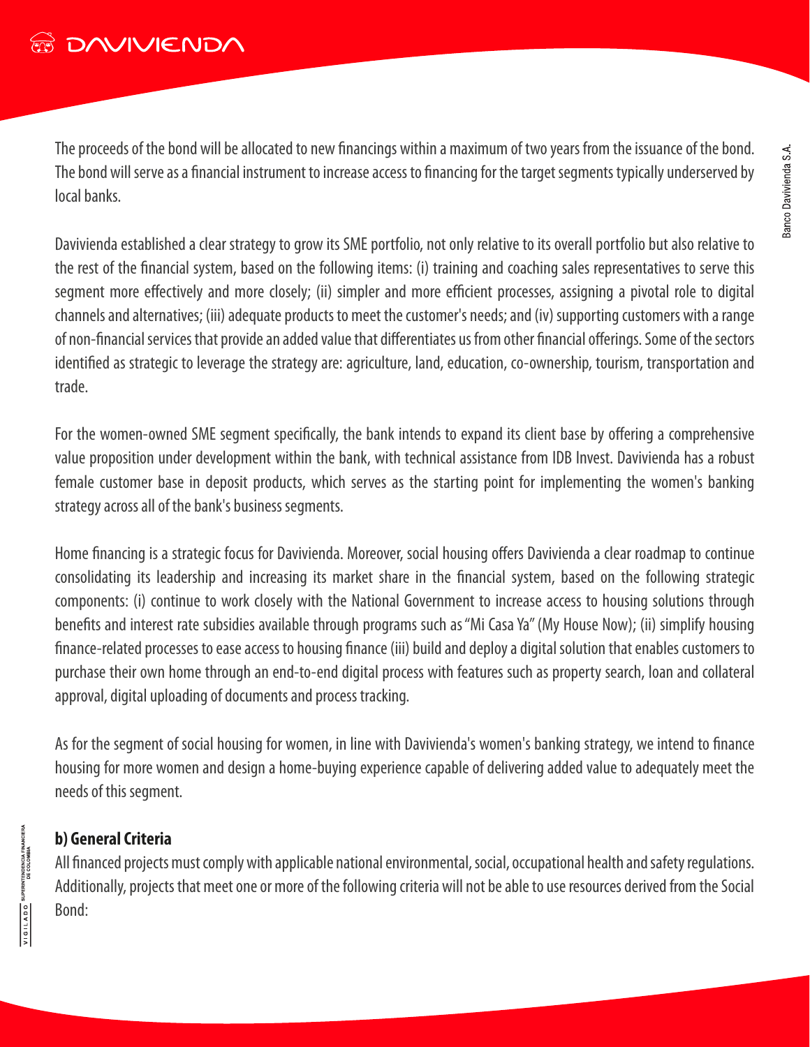The proceeds of the bond will be allocated to new financings within a maximum of two years from the issuance of the bond. The bond will serve as a financial instrument to increase access to financing for the target segments typically underserved by local banks.

Davivienda established a clear strategy to grow its SME portfolio, not only relative to its overall portfolio but also relative to the rest of the financial system, based on the following items: (i) training and coaching sales representatives to serve this segment more effectively and more closely; (ii) simpler and more efficient processes, assigning a pivotal role to digital channels and alternatives; (iii) adequate products to meet the customer's needs; and (iv) supporting customers with a range of non-financial services that provide an added value that differentiates us from other financial offerings. Some of the sectors identified as strategic to leverage the strategy are: agriculture, land, education, co-ownership, tourism, transportation and trade.

For the women-owned SME segment specifically, the bank intends to expand its client base by offering a comprehensive value proposition under development within the bank, with technical assistance from IDB Invest. Davivienda has a robust female customer base in deposit products, which serves as the starting point for implementing the women's banking strategy across all of the bank's business segments.

Home financing is a strategic focus for Davivienda. Moreover, social housing offers Davivienda a clear roadmap to continue consolidating its leadership and increasing its market share in the financial system, based on the following strategic components: (i) continue to work closely with the National Government to increase access to housing solutions through benefits and interest rate subsidies available through programs such as "Mi Casa Ya" (My House Now); (ii) simplify housing finance-related processes to ease access to housing finance (iii) build and deploy a digital solution that enables customers to purchase their own home through an end-to-end digital process with features such as property search, loan and collateral approval, digital uploading of documents and process tracking.

As for the segment of social housing for women, in line with Davivienda's women's banking strategy, we intend to finance housing for more women and design a home-buying experience capable of delivering added value to adequately meet the needs of this segment.

**b) General Criteria**

All financed projects must comply with applicable national environmental, social, occupational health and safety regulations. Additionally, projects that meet one or more of the following criteria will not be able to use resources derived from the Social Bond: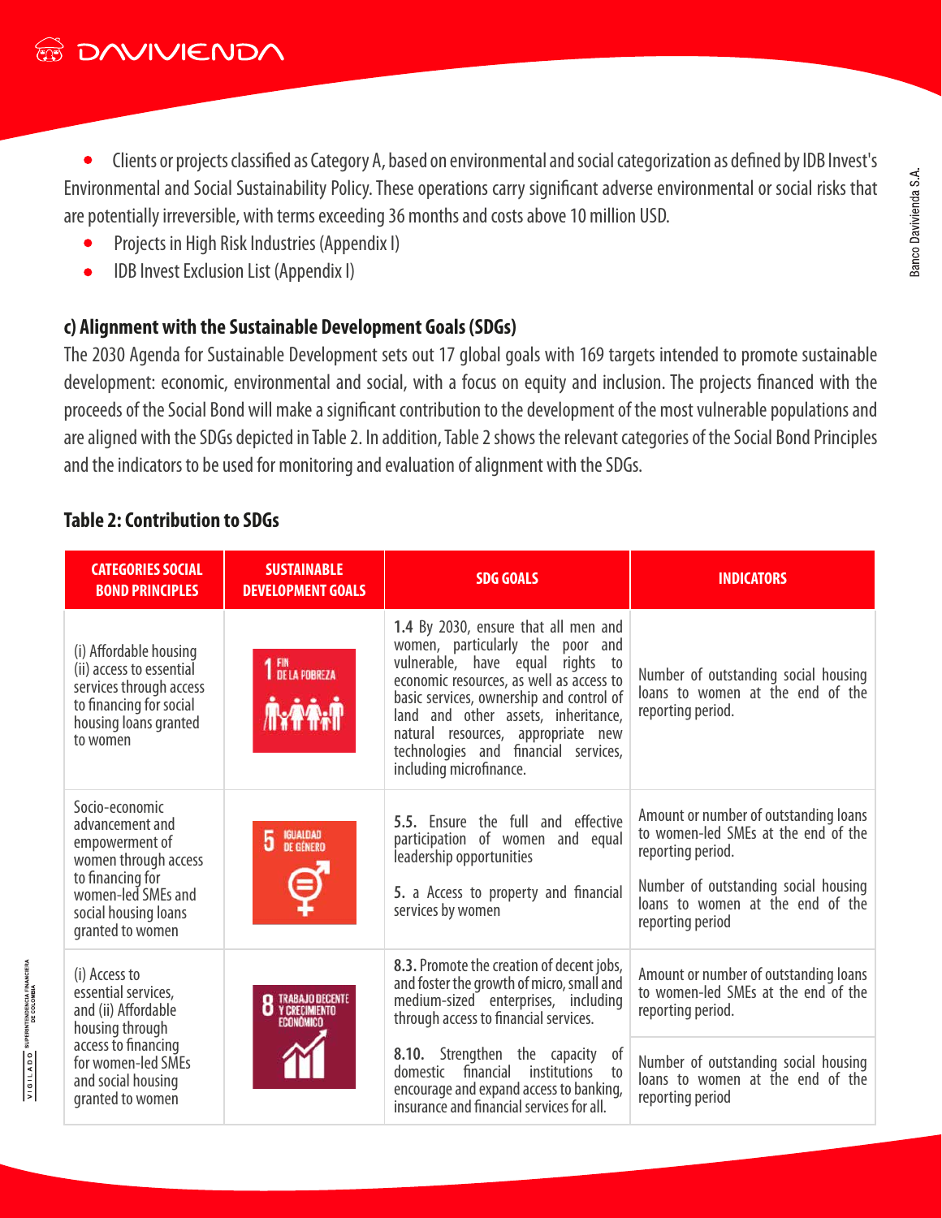- Clients or projects classified as Category A, based on environmental and social categorization as defined by IDB Invest's Environmental and Social Sustainability Policy. These operations carry significant adverse environmental or social risks that are potentially irreversible, with terms exceeding 36 months and costs above 10 million USD.
- Projects in High Risk Industries (Appendix I)
- IDB Invest Exclusion List (Appendix I)

### c) Alignment with the Sustainable Development Goals (SDGs)

The 2030 Agenda for Sustainable Development sets out 17 global goals with 169 targets intended to promote sustainable development: economic, environmental and social, with a focus on equity and inclusion. The projects financed with the proceeds of the Social Bond will make a significant contribution to the development of the most vulnerable populations and are aligned with the SDGs depicted in Table 2. In addition, Table 2 shows the relevant categories of the Social Bond Principles and the indicators to be used for monitoring and evaluation of alignment with the SDGs.

**Table 2: Contribution to SDGs**

| CATEGORIES SOCIAL BOND PRINCIPLES | SUSTAINABLE DEVELOPMENT GOALS | SDG GOALS | INDICATORS |
|---|---|---|---|
| (i) Affordable housing (ii) access to essential services through access to financing for social housing loans granted to women | 1 FIN DE LA POBREZA | **1.4** By 2030, ensure that all men and women, particularly the poor and vulnerable, have equal rights to economic resources, as well as access to basic services, ownership and control of land and other assets, inheritance, natural resources, appropriate new technologies and financial services, including microfinance. | Number of outstanding social housing loans to women at the end of the reporting period. |
| Socio-economic advancement and empowerment of women through access to financing for women-led SMEs and social housing loans granted to women | 5 IGUALDAD DE GÉNERO | **5.5.** Ensure the full and effective participation of women and equal leadership opportunities<br><br>**5.** a Access to property and financial services by women | Amount or number of outstanding loans to women-led SMEs at the end of the reporting period.<br><br>Number of outstanding social housing loans to women at the end of the reporting period |
| (i) Access to essential services, and (ii) Affordable housing through access to financing for women-led SMEs and social housing granted to women | 8 TRABAJO DECENTE Y CRECIMIENTO ECONÓMICO | **8.3.** Promote the creation of decent jobs, and foster the growth of micro, small and medium-sized enterprises, including through access to financial services.<br><br>**8.10.** Strengthen the capacity of domestic financial institutions to encourage and expand access to banking, insurance and financial services for all. | Amount or number of outstanding loans to women-led SMEs at the end of the reporting period.<br><br>Number of outstanding social housing loans to women at the end of the reporting period |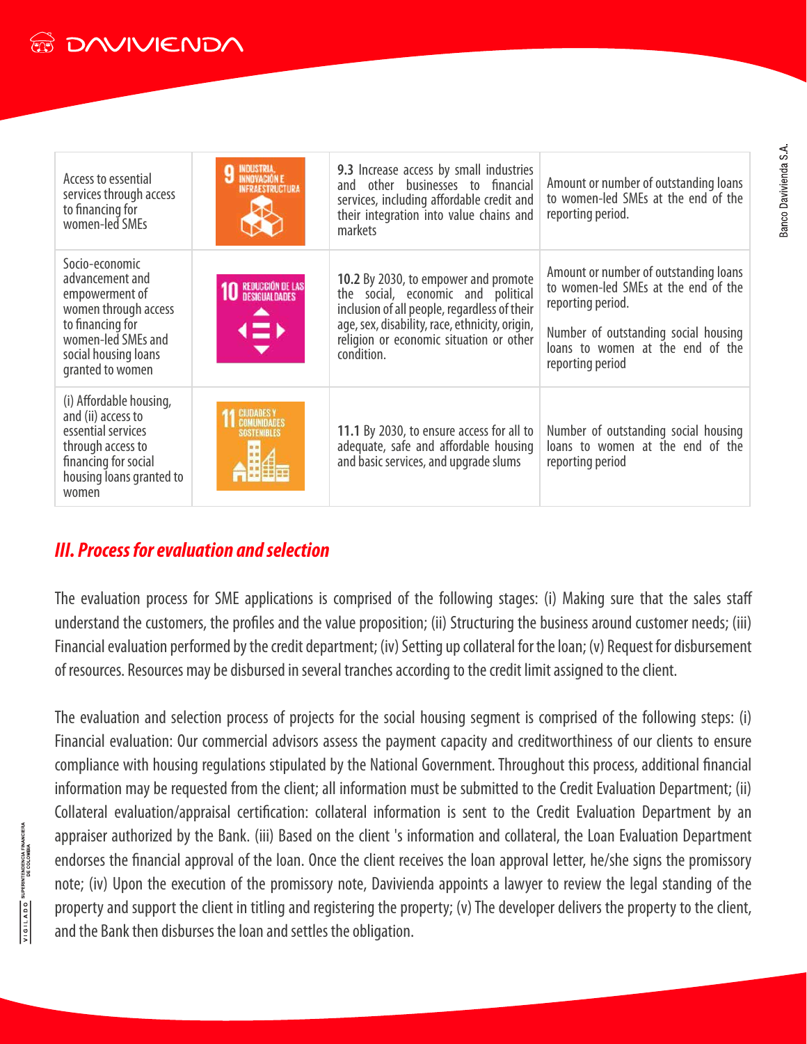| | | | |
|---|---|---|---|
| Access to essential services through access to financing for women-led SMEs | 9 INDUSTRIA, INNOVACIÓN E INFRAESTRUCTURA | **9.3** Increase access by small industries and other businesses to financial services, including affordable credit and their integration into value chains and markets | Amount or number of outstanding loans to women-led SMEs at the end of the reporting period. |
| Socio-economic advancement and empowerment of women through access to financing for women-led SMEs and social housing loans granted to women | 10 REDUCCIÓN DE LAS DESIGUALDADES | **10.2** By 2030, to empower and promote the social, economic and political inclusion of all people, regardless of their age, sex, disability, race, ethnicity, origin, religion or economic situation or other condition. | Amount or number of outstanding loans to women-led SMEs at the end of the reporting period.<br><br>Number of outstanding social housing loans to women at the end of the reporting period |
| (i) Affordable housing, and (ii) access to essential services through access to financing for social housing loans granted to women | 11 CIUDADES Y COMUNIDADES SOSTENIBLES | **11.1** By 2030, to ensure access for all to adequate, safe and affordable housing and basic services, and upgrade slums | Number of outstanding social housing loans to women at the end of the reporting period |

## *III. Process for evaluation and selection*

The evaluation process for SME applications is comprised of the following stages: (i) Making sure that the sales staff understand the customers, the profiles and the value proposition; (ii) Structuring the business around customer needs; (iii) Financial evaluation performed by the credit department; (iv) Setting up collateral for the loan; (v) Request for disbursement of resources. Resources may be disbursed in several tranches according to the credit limit assigned to the client.

The evaluation and selection process of projects for the social housing segment is comprised of the following steps: (i) Financial evaluation: Our commercial advisors assess the payment capacity and creditworthiness of our clients to ensure compliance with housing regulations stipulated by the National Government. Throughout this process, additional financial information may be requested from the client; all information must be submitted to the Credit Evaluation Department; (ii) Collateral evaluation/appraisal certification: collateral information is sent to the Credit Evaluation Department by an appraiser authorized by the Bank. (iii) Based on the client 's information and collateral, the Loan Evaluation Department endorses the financial approval of the loan. Once the client receives the loan approval letter, he/she signs the promissory note; (iv) Upon the execution of the promissory note, Davivienda appoints a lawyer to review the legal standing of the property and support the client in titling and registering the property; (v) The developer delivers the property to the client, and the Bank then disburses the loan and settles the obligation.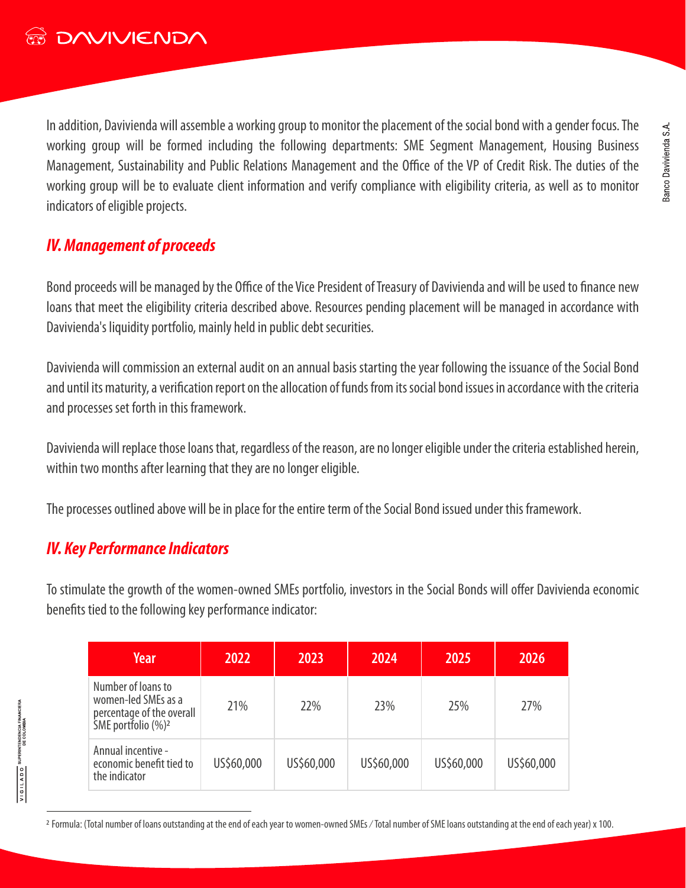In addition, Davivienda will assemble a working group to monitor the placement of the social bond with a gender focus. The working group will be formed including the following departments: SME Segment Management, Housing Business Management, Sustainability and Public Relations Management and the Office of the VP of Credit Risk. The duties of the working group will be to evaluate client information and verify compliance with eligibility criteria, as well as to monitor indicators of eligible projects.

## *IV. Management of proceeds*

Bond proceeds will be managed by the Office of the Vice President of Treasury of Davivienda and will be used to finance new loans that meet the eligibility criteria described above. Resources pending placement will be managed in accordance with Davivienda's liquidity portfolio, mainly held in public debt securities.

Davivienda will commission an external audit on an annual basis starting the year following the issuance of the Social Bond and until its maturity, a verification report on the allocation of funds from its social bond issues in accordance with the criteria and processes set forth in this framework.

Davivienda will replace those loans that, regardless of the reason, are no longer eligible under the criteria established herein, within two months after learning that they are no longer eligible.

The processes outlined above will be in place for the entire term of the Social Bond issued under this framework.

## *IV. Key Performance Indicators*

To stimulate the growth of the women-owned SMEs portfolio, investors in the Social Bonds will offer Davivienda economic benefits tied to the following key performance indicator:

| Year | 2022 | 2023 | 2024 | 2025 | 2026 |
|---|---|---|---|---|---|
| Number of loans to women-led SMEs as a percentage of the overall SME portfolio (%)[2] | 21% | 22% | 23% | 25% | 27% |
| Annual incentive - economic benefit tied to the indicator | US$60,000 | US$60,000 | US$60,000 | US$60,000 | US$60,000 |

[2] Formula: (Total number of loans outstanding at the end of each year to women-owned SMEs / Total number of SME loans outstanding at the end of each year) x 100.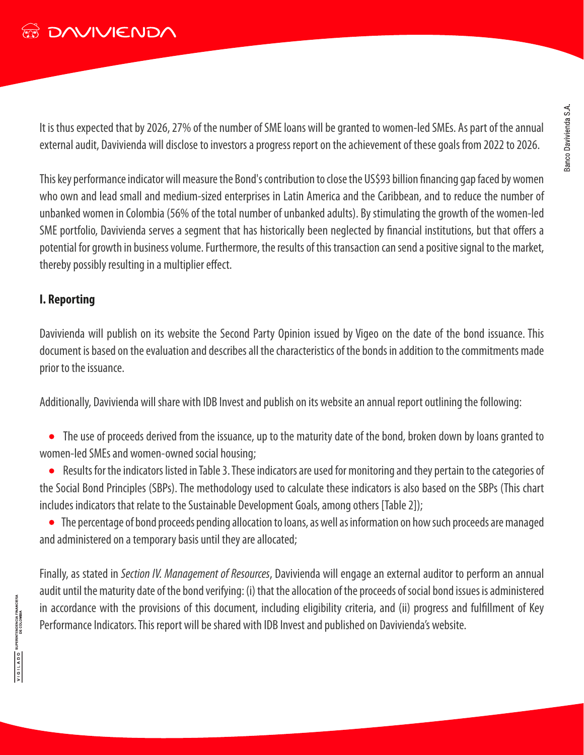It is thus expected that by 2026, 27% of the number of SME loans will be granted to women-led SMEs. As part of the annual external audit, Davivienda will disclose to investors a progress report on the achievement of these goals from 2022 to 2026.

This key performance indicator will measure the Bond's contribution to close the US$93 billion financing gap faced by women who own and lead small and medium-sized enterprises in Latin America and the Caribbean, and to reduce the number of unbanked women in Colombia (56% of the total number of unbanked adults). By stimulating the growth of the women-led SME portfolio, Davivienda serves a segment that has historically been neglected by financial institutions, but that offers a potential for growth in business volume. Furthermore, the results of this transaction can send a positive signal to the market, thereby possibly resulting in a multiplier effect.

## I. Reporting

Davivienda will publish on its website the Second Party Opinion issued by Vigeo on the date of the bond issuance. This document is based on the evaluation and describes all the characteristics of the bonds in addition to the commitments made prior to the issuance.

Additionally, Davivienda will share with IDB Invest and publish on its website an annual report outlining the following:

- The use of proceeds derived from the issuance, up to the maturity date of the bond, broken down by loans granted to women-led SMEs and women-owned social housing;
- Results for the indicators listed in Table 3. These indicators are used for monitoring and they pertain to the categories of the Social Bond Principles (SBPs). The methodology used to calculate these indicators is also based on the SBPs (This chart includes indicators that relate to the Sustainable Development Goals, among others [Table 2]);
- The percentage of bond proceeds pending allocation to loans, as well as information on how such proceeds are managed and administered on a temporary basis until they are allocated;

Finally, as stated in *Section IV. Management of Resources*, Davivienda will engage an external auditor to perform an annual audit until the maturity date of the bond verifying: (i) that the allocation of the proceeds of social bond issues is administered in accordance with the provisions of this document, including eligibility criteria, and (ii) progress and fulfillment of Key Performance Indicators. This report will be shared with IDB Invest and published on Davivienda's website.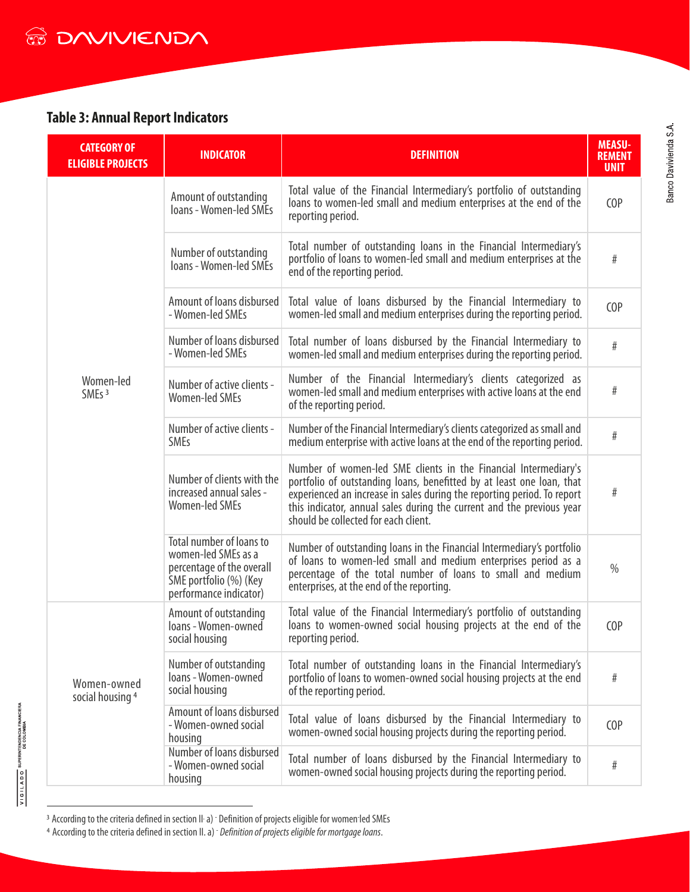## Table 3: Annual Report Indicators

| CATEGORY OF ELIGIBLE PROJECTS | INDICATOR | DEFINITION | MEASUREMENT UNIT |
|---|---|---|---|
| Women-led SMEs [3] | Amount of outstanding loans - Women-led SMEs | Total value of the Financial Intermediary's portfolio of outstanding loans to women-led small and medium enterprises at the end of the reporting period. | COP |
| | Number of outstanding loans - Women-led SMEs | Total number of outstanding loans in the Financial Intermediary's portfolio of loans to women-led small and medium enterprises at the end of the reporting period. | # |
| | Amount of loans disbursed - Women-led SMEs | Total value of loans disbursed by the Financial Intermediary to women-led small and medium enterprises during the reporting period. | COP |
| | Number of loans disbursed - Women-led SMEs | Total number of loans disbursed by the Financial Intermediary to women-led small and medium enterprises during the reporting period. | # |
| | Number of active clients - Women-led SMEs | Number of the Financial Intermediary's clients categorized as women-led small and medium enterprises with active loans at the end of the reporting period. | # |
| | Number of active clients - SMEs | Number of the Financial Intermediary's clients categorized as small and medium enterprise with active loans at the end of the reporting period. | # |
| | Number of clients with the increased annual sales - Women-led SMEs | Number of women-led SME clients in the Financial Intermediary's portfolio of outstanding loans, benefitted by at least one loan, that experienced an increase in sales during the reporting period. To report this indicator, annual sales during the current and the previous year should be collected for each client. | # |
| | Total number of loans to women-led SMEs as a percentage of the overall SME portfolio (%) (Key performance indicator) | Number of outstanding loans in the Financial Intermediary's portfolio of loans to women-led small and medium enterprises period as a percentage of the total number of loans to small and medium enterprises, at the end of the reporting. | % |
| Women-owned social housing [4] | Amount of outstanding loans - Women-owned social housing | Total value of the Financial Intermediary's portfolio of outstanding loans to women-owned social housing projects at the end of the reporting period. | COP |
| | Number of outstanding loans - Women-owned social housing | Total number of outstanding loans in the Financial Intermediary's portfolio of loans to women-owned social housing projects at the end of the reporting period. | # |
| | Amount of loans disbursed - Women-owned social housing | Total value of loans disbursed by the Financial Intermediary to women-owned social housing projects during the reporting period. | COP |
| | Number of loans disbursed - Women-owned social housing | Total number of loans disbursed by the Financial Intermediary to women-owned social housing projects during the reporting period. | # |

[3] According to the criteria defined in section II. a) - Definition of projects eligible for women-led SMEs

[4] According to the criteria defined in section II. a) - *Definition of projects eligible for mortgage loans*.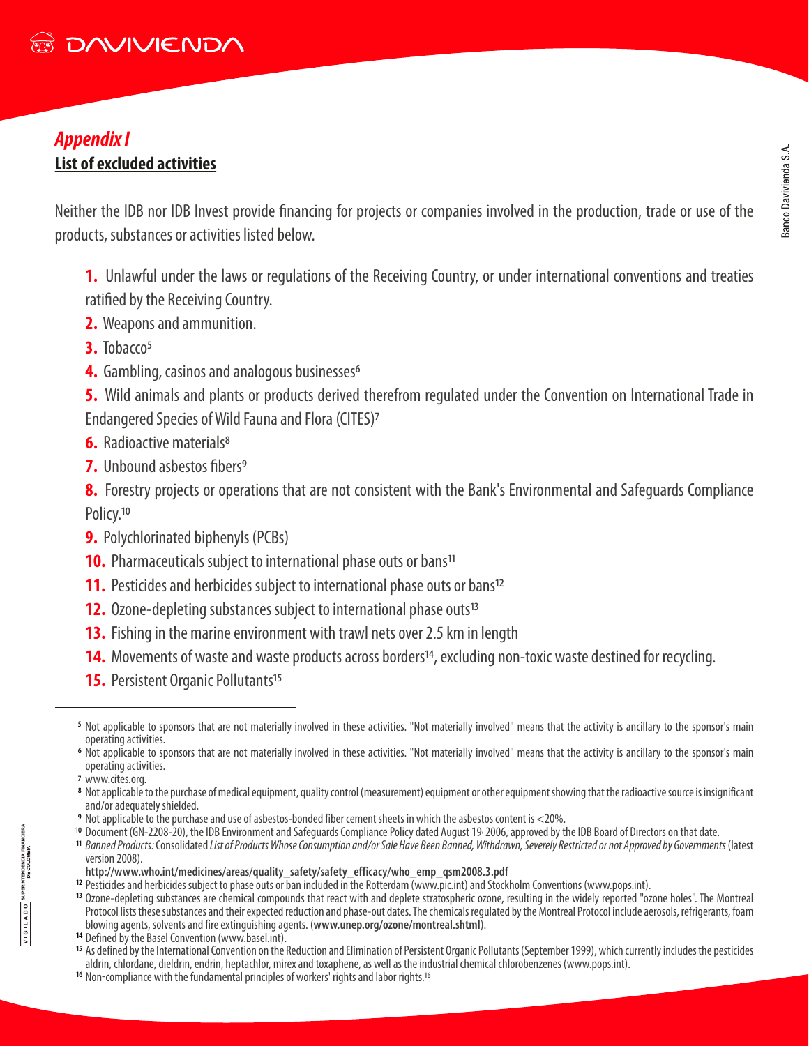## *Appendix I*

**List of excluded activities**

Neither the IDB nor IDB Invest provide financing for projects or companies involved in the production, trade or use of the products, substances or activities listed below.

1. Unlawful under the laws or regulations of the Receiving Country, or under international conventions and treaties ratified by the Receiving Country.
2. Weapons and ammunition.
3. Tobacco[5]
4. Gambling, casinos and analogous businesses[6]
5. Wild animals and plants or products derived therefrom regulated under the Convention on International Trade in Endangered Species of Wild Fauna and Flora (CITES)[7]
6. Radioactive materials[8]
7. Unbound asbestos fibers[9]
8. Forestry projects or operations that are not consistent with the Bank's Environmental and Safeguards Compliance Policy.[10]
9. Polychlorinated biphenyls (PCBs)
10. Pharmaceuticals subject to international phase outs or bans[11]
11. Pesticides and herbicides subject to international phase outs or bans[12]
12. Ozone-depleting substances subject to international phase outs[13]
13. Fishing in the marine environment with trawl nets over 2.5 km in length
14. Movements of waste and waste products across borders[14], excluding non-toxic waste destined for recycling.
15. Persistent Organic Pollutants[15]

---

[5] Not applicable to sponsors that are not materially involved in these activities. "Not materially involved" means that the activity is ancillary to the sponsor's main operating activities.

[6] Not applicable to sponsors that are not materially involved in these activities. "Not materially involved" means that the activity is ancillary to the sponsor's main operating activities.

[7] www.cites.org.

[8] Not applicable to the purchase of medical equipment, quality control (measurement) equipment or other equipment showing that the radioactive source is insignificant and/or adequately shielded.

[9] Not applicable to the purchase and use of asbestos-bonded fiber cement sheets in which the asbestos content is <20%.

[10] Document (GN-2208-20), the IDB Environment and Safeguards Compliance Policy dated August 19, 2006, approved by the IDB Board of Directors on that date.

[11] *Banned Products:* Consolidated *List of Products Whose Consumption and/or Sale Have Been Banned, Withdrawn, Severely Restricted or not Approved by Governments* (latest version 2008).
**http://www.who.int/medicines/areas/quality_safety/safety_efficacy/who_emp_qsm2008.3.pdf**

[12] Pesticides and herbicides subject to phase outs or ban included in the Rotterdam (www.pic.int) and Stockholm Conventions (www.pops.int).

[13] Ozone-depleting substances are chemical compounds that react with and deplete stratospheric ozone, resulting in the widely reported "ozone holes". The Montreal Protocol lists these substances and their expected reduction and phase-out dates. The chemicals regulated by the Montreal Protocol include aerosols, refrigerants, foam blowing agents, solvents and fire extinguishing agents. (**www.unep.org/ozone/montreal.shtml**).

[14] Defined by the Basel Convention (www.basel.int).

[15] As defined by the International Convention on the Reduction and Elimination of Persistent Organic Pollutants (September 1999), which currently includes the pesticides aldrin, chlordane, dieldrin, endrin, heptachlor, mirex and toxaphene, as well as the industrial chemical chlorobenzenes (www.pops.int).

[16] Non-compliance with the fundamental principles of workers' rights and labor rights.[16]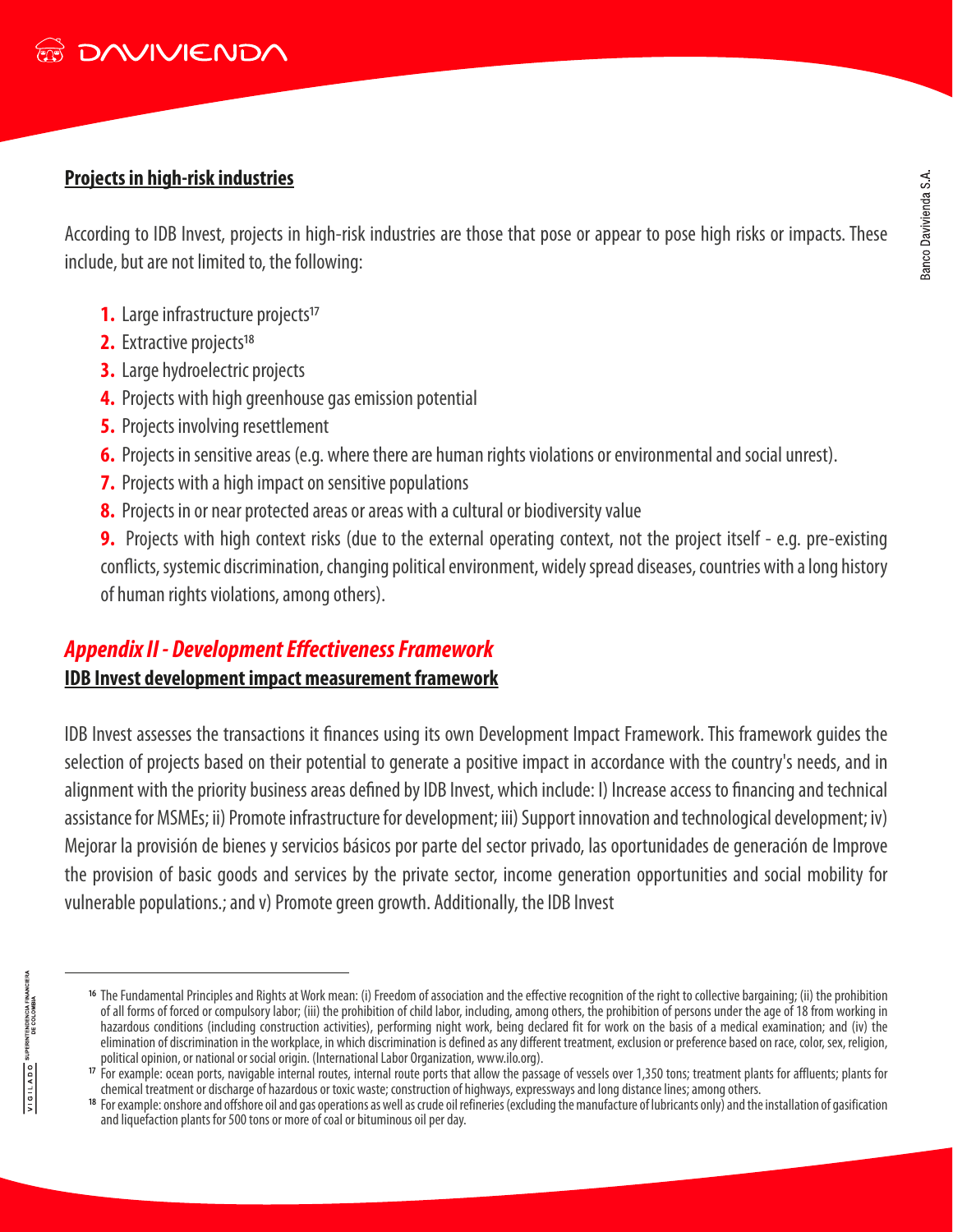**Projects in high-risk industries**

According to IDB Invest, projects in high-risk industries are those that pose or appear to pose high risks or impacts. These include, but are not limited to, the following:

1. Large infrastructure projects[17]
2. Extractive projects[18]
3. Large hydroelectric projects
4. Projects with high greenhouse gas emission potential
5. Projects involving resettlement
6. Projects in sensitive areas (e.g. where there are human rights violations or environmental and social unrest).
7. Projects with a high impact on sensitive populations
8. Projects in or near protected areas or areas with a cultural or biodiversity value
9. Projects with high context risks (due to the external operating context, not the project itself - e.g. pre-existing conflicts, systemic discrimination, changing political environment, widely spread diseases, countries with a long history of human rights violations, among others).

## *Appendix II - Development Effectiveness Framework*

**IDB Invest development impact measurement framework**

IDB Invest assesses the transactions it finances using its own Development Impact Framework. This framework guides the selection of projects based on their potential to generate a positive impact in accordance with the country's needs, and in alignment with the priority business areas defined by IDB Invest, which include: I) Increase access to financing and technical assistance for MSMEs; ii) Promote infrastructure for development; iii) Support innovation and technological development; iv) Mejorar la provisión de bienes y servicios básicos por parte del sector privado, las oportunidades de generación de Improve the provision of basic goods and services by the private sector, income generation opportunities and social mobility for vulnerable populations.; and v) Promote green growth. Additionally, the IDB Invest

---

[16] The Fundamental Principles and Rights at Work mean: (i) Freedom of association and the effective recognition of the right to collective bargaining; (ii) the prohibition of all forms of forced or compulsory labor; (iii) the prohibition of child labor, including, among others, the prohibition of persons under the age of 18 from working in hazardous conditions (including construction activities), performing night work, being declared fit for work on the basis of a medical examination; and (iv) the elimination of discrimination in the workplace, in which discrimination is defined as any different treatment, exclusion or preference based on race, color, sex, religion, political opinion, or national or social origin. (International Labor Organization, www.ilo.org).

[17] For example: ocean ports, navigable internal routes, internal route ports that allow the passage of vessels over 1,350 tons; treatment plants for affluents; plants for chemical treatment or discharge of hazardous or toxic waste; construction of highways, expressways and long distance lines; among others.

[18] For example: onshore and offshore oil and gas operations as well as crude oil refineries (excluding the manufacture of lubricants only) and the installation of gasification and liquefaction plants for 500 tons or more of coal or bituminous oil per day.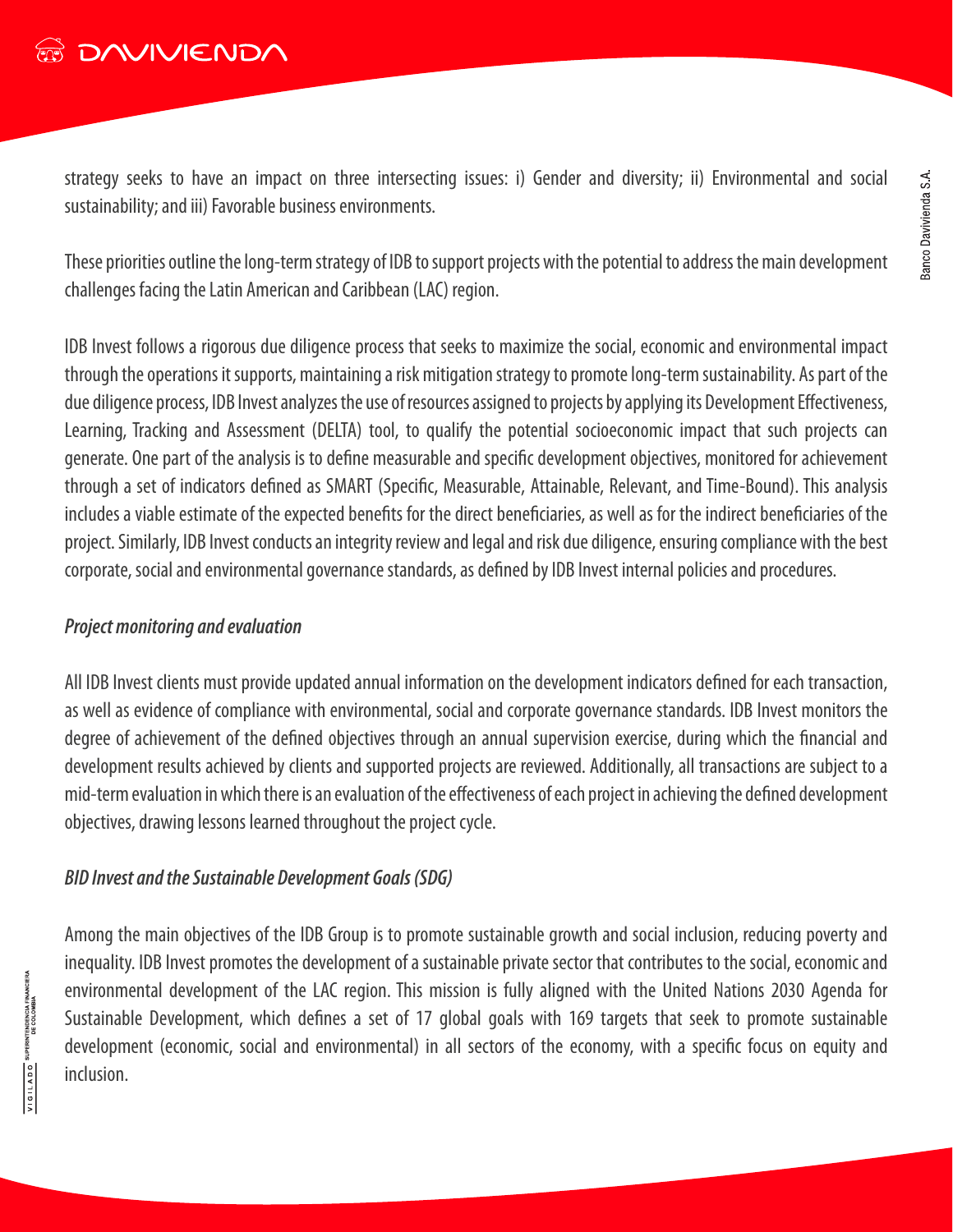strategy seeks to have an impact on three intersecting issues: i) Gender and diversity; ii) Environmental and social sustainability; and iii) Favorable business environments.

These priorities outline the long-term strategy of IDB to support projects with the potential to address the main development challenges facing the Latin American and Caribbean (LAC) region.

IDB Invest follows a rigorous due diligence process that seeks to maximize the social, economic and environmental impact through the operations it supports, maintaining a risk mitigation strategy to promote long-term sustainability. As part of the due diligence process, IDB Invest analyzes the use of resources assigned to projects by applying its Development Effectiveness, Learning, Tracking and Assessment (DELTA) tool, to qualify the potential socioeconomic impact that such projects can generate. One part of the analysis is to define measurable and specific development objectives, monitored for achievement through a set of indicators defined as SMART (Specific, Measurable, Attainable, Relevant, and Time-Bound). This analysis includes a viable estimate of the expected benefits for the direct beneficiaries, as well as for the indirect beneficiaries of the project. Similarly, IDB Invest conducts an integrity review and legal and risk due diligence, ensuring compliance with the best corporate, social and environmental governance standards, as defined by IDB Invest internal policies and procedures.

***Project monitoring and evaluation***

All IDB Invest clients must provide updated annual information on the development indicators defined for each transaction, as well as evidence of compliance with environmental, social and corporate governance standards. IDB Invest monitors the degree of achievement of the defined objectives through an annual supervision exercise, during which the financial and development results achieved by clients and supported projects are reviewed. Additionally, all transactions are subject to a mid-term evaluation in which there is an evaluation of the effectiveness of each project in achieving the defined development objectives, drawing lessons learned throughout the project cycle.

***BID Invest and the Sustainable Development Goals (SDG)***

Among the main objectives of the IDB Group is to promote sustainable growth and social inclusion, reducing poverty and inequality. IDB Invest promotes the development of a sustainable private sector that contributes to the social, economic and environmental development of the LAC region. This mission is fully aligned with the United Nations 2030 Agenda for Sustainable Development, which defines a set of 17 global goals with 169 targets that seek to promote sustainable development (economic, social and environmental) in all sectors of the economy, with a specific focus on equity and inclusion.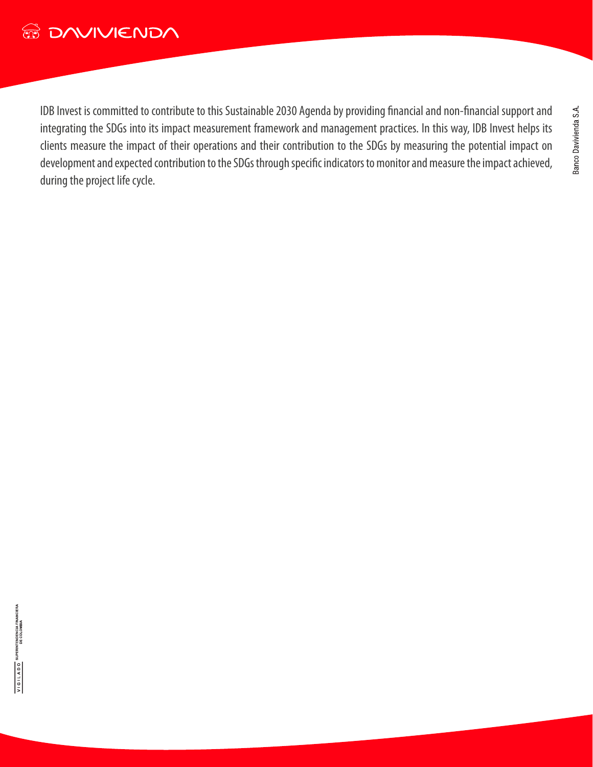IDB Invest is committed to contribute to this Sustainable 2030 Agenda by providing financial and non-financial support and integrating the SDGs into its impact measurement framework and management practices. In this way, IDB Invest helps its clients measure the impact of their operations and their contribution to the SDGs by measuring the potential impact on development and expected contribution to the SDGs through specific indicators to monitor and measure the impact achieved, during the project life cycle.